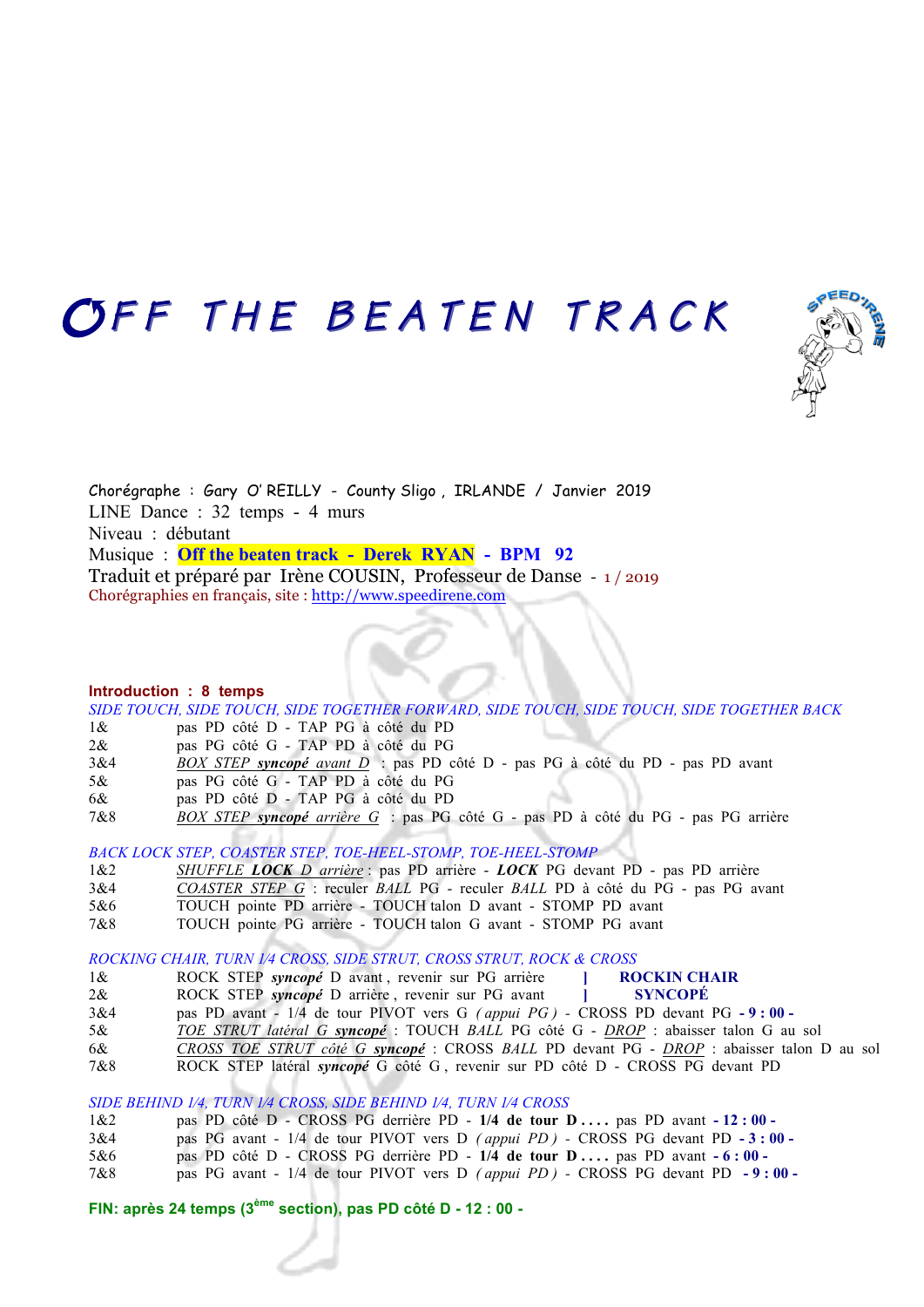# OFF THE BEATEN TRACK

Chorégraphe : Gary O' REILLY - County Sligo , IRLANDE / Janvier 2019
LINE Dance : 32 temps - 4 murs
Niveau : débutant
Musique : **Off the beaten track - Derek RYAN - BPM 92**
Traduit et préparé par Irène COUSIN, Professeur de Danse - 1 / 2019
Chorégraphies en français, site : http://www.speedirene.com

**Introduction : 8 temps**

*SIDE TOUCH, SIDE TOUCH, SIDE TOGETHER FORWARD, SIDE TOUCH, SIDE TOUCH, SIDE TOGETHER BACK*

| | |
|---|---|
| 1& | pas PD côté D - TAP PG à côté du PD |
| 2& | pas PG côté G - TAP PD à côté du PG |
| 3&4 | *BOX STEP **syncopé** avant D* : pas PD côté D - pas PG à côté du PD - pas PD avant |
| 5& | pas PG côté G - TAP PD à côté du PG |
| 6& | pas PD côté D - TAP PG à côté du PD |
| 7&8 | *BOX STEP **syncopé** arrière G* : pas PG côté G - pas PD à côté du PG - pas PG arrière |

*BACK LOCK STEP, COASTER STEP, TOE-HEEL-STOMP, TOE-HEEL-STOMP*

| | |
|---|---|
| 1&2 | *SHUFFLE **LOCK** D arrière* : pas PD arrière - ***LOCK*** PG devant PD - pas PD arrière |
| 3&4 | *COASTER STEP G* : reculer *BALL* PG - reculer *BALL* PD à côté du PG - pas PG avant |
| 5&6 | TOUCH pointe PD arrière - TOUCH talon D avant - STOMP PD avant |
| 7&8 | TOUCH pointe PG arrière - TOUCH talon G avant - STOMP PG avant |

*ROCKING CHAIR, TURN 1/4 CROSS, SIDE STRUT, CROSS STRUT, ROCK & CROSS*

| | | |
|---|---|---|
| 1& | ROCK STEP ***syncopé*** D avant , revenir sur PG arrière | ] **ROCKIN CHAIR** |
| 2& | ROCK STEP ***syncopé*** D arrière , revenir sur PG avant | ] **SYNCOPÉ** |
| 3&4 | pas PD avant - 1/4 de tour PIVOT vers G *( appui PG )* - CROSS PD devant PG **- 9 : 00 -** | |
| 5& | *TOE STRUT latéral G **syncopé*** : TOUCH *BALL* PG côté G - *DROP* : abaisser talon G au sol | |
| 6& | *CROSS TOE STRUT côté G **syncopé*** : CROSS *BALL* PD devant PG - *DROP* : abaisser talon D au sol | |
| 7&8 | ROCK STEP latéral ***syncopé*** G côté G , revenir sur PD côté D - CROSS PG devant PD | |

*SIDE BEHIND 1/4, TURN 1/4 CROSS, SIDE BEHIND 1/4, TURN 1/4 CROSS*

| | |
|---|---|
| 1&2 | pas PD côté D - CROSS PG derrière PD - **1/4 de tour D . . . .** pas PD avant **- 12 : 00 -** |
| 3&4 | pas PG avant - 1/4 de tour PIVOT vers D *( appui PD )* - CROSS PG devant PD **- 3 : 00 -** |
| 5&6 | pas PD côté D - CROSS PG derrière PD - **1/4 de tour D . . . .** pas PD avant **- 6 : 00 -** |
| 7&8 | pas PG avant - 1/4 de tour PIVOT vers D *( appui PD )* - CROSS PG devant PD **- 9 : 00 -** |

**FIN: après 24 temps (3ème section), pas PD côté D - 12 : 00 -**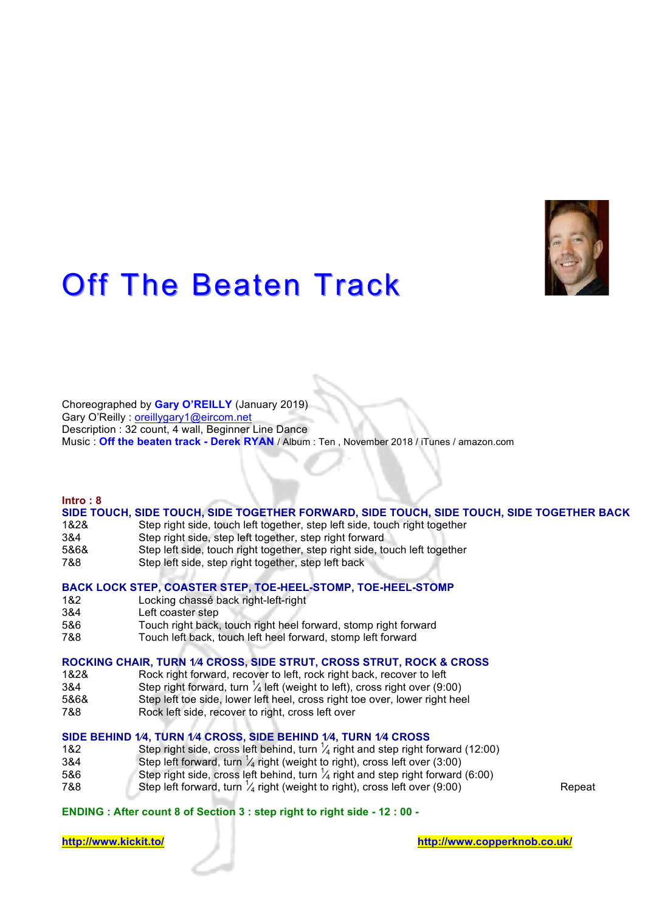# Off The Beaten Track

Choreographed by **Gary O'REILLY** (January 2019)
Gary O'Reilly : oreillygary1@eircom.net
Description : 32 count, 4 wall, Beginner Line Dance
Music : **Off the beaten track - Derek RYAN** / Album : Ten , November 2018 / iTunes / amazon.com

**Intro : 8**

**SIDE TOUCH, SIDE TOUCH, SIDE TOGETHER FORWARD, SIDE TOUCH, SIDE TOUCH, SIDE TOGETHER BACK**

| | |
|---|---|
| 1&2& | Step right side, touch left together, step left side, touch right together |
| 3&4 | Step right side, step left together, step right forward |
| 5&6& | Step left side, touch right together, step right side, touch left together |
| 7&8 | Step left side, step right together, step left back |

**BACK LOCK STEP, COASTER STEP, TOE-HEEL-STOMP, TOE-HEEL-STOMP**

| | |
|---|---|
| 1&2 | Locking chassé back right-left-right |
| 3&4 | Left coaster step |
| 5&6 | Touch right back, touch right heel forward, stomp right forward |
| 7&8 | Touch left back, touch left heel forward, stomp left forward |

**ROCKING CHAIR, TURN 1/4 CROSS, SIDE STRUT, CROSS STRUT, ROCK & CROSS**

| | |
|---|---|
| 1&2& | Rock right forward, recover to left, rock right back, recover to left |
| 3&4 | Step right forward, turn 1/4 left (weight to left), cross right over (9:00) |
| 5&6& | Step left toe side, lower left heel, cross right toe over, lower right heel |
| 7&8 | Rock left side, recover to right, cross left over |

**SIDE BEHIND 1/4, TURN 1/4 CROSS, SIDE BEHIND 1/4, TURN 1/4 CROSS**

| | |
|---|---|
| 1&2 | Step right side, cross left behind, turn 1/4 right and step right forward (12:00) |
| 3&4 | Step left forward, turn 1/4 right (weight to right), cross left over (3:00) |
| 5&6 | Step right side, cross left behind, turn 1/4 right and step right forward (6:00) |
| 7&8 | Step left forward, turn 1/4 right (weight to right), cross left over (9:00) |

Repeat

**ENDING : After count 8 of Section 3 : step right to right side - 12 : 00 -**

http://www.kickit.to/ http://www.copperknob.co.uk/